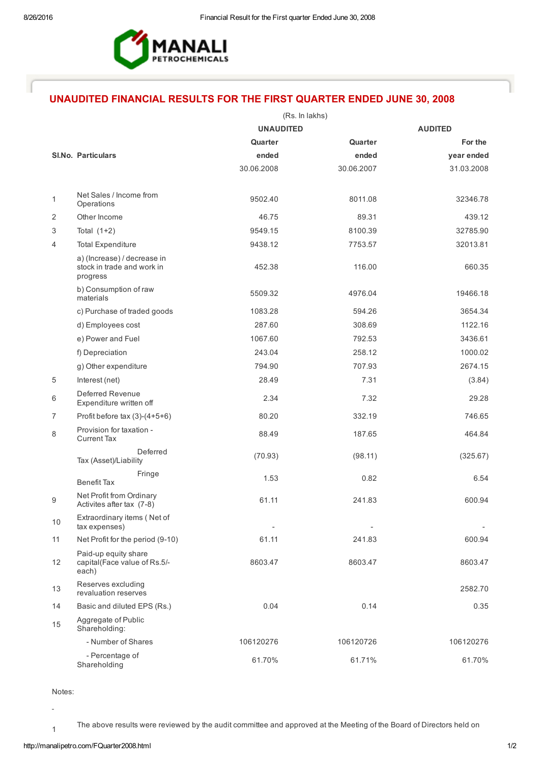MANALI PETROCHEMICALS

# UNAUDITED FINANCIAL RESULTS FOR THE FIRST QUARTER ENDED JUNE 30, 2008

(Rs. In lakhs)

| Sl.No. | Particulars | UNAUDITED | | AUDITED |
|---|---|---|---|---|
| | | Quarter ended 30.06.2008 | Quarter ended 30.06.2007 | For the year ended 31.03.2008 |
| 1 | Net Sales / Income from Operations | 9502.40 | 8011.08 | 32346.78 |
| 2 | Other Income | 46.75 | 89.31 | 439.12 |
| 3 | Total (1+2) | 9549.15 | 8100.39 | 32785.90 |
| 4 | Total Expenditure | 9438.12 | 7753.57 | 32013.81 |
| | a) (Increase) / decrease in stock in trade and work in progress | 452.38 | 116.00 | 660.35 |
| | b) Consumption of raw materials | 5509.32 | 4976.04 | 19466.18 |
| | c) Purchase of traded goods | 1083.28 | 594.26 | 3654.34 |
| | d) Employees cost | 287.60 | 308.69 | 1122.16 |
| | e) Power and Fuel | 1067.60 | 792.53 | 3436.61 |
| | f) Depreciation | 243.04 | 258.12 | 1000.02 |
| | g) Other expenditure | 794.90 | 707.93 | 2674.15 |
| 5 | Interest (net) | 28.49 | 7.31 | (3.84) |
| 6 | Deferred Revenue Expenditure written off | 2.34 | 7.32 | 29.28 |
| 7 | Profit before tax (3)-(4+5+6) | 80.20 | 332.19 | 746.65 |
| 8 | Provision for taxation - Current Tax | 88.49 | 187.65 | 464.84 |
| | Deferred Tax (Asset)/Liability | (70.93) | (98.11) | (325.67) |
| | Fringe Benefit Tax | 1.53 | 0.82 | 6.54 |
| 9 | Net Profit from Ordinary Activites after tax (7-8) | 61.11 | 241.83 | 600.94 |
| 10 | Extraordinary items ( Net of tax expenses) | - | - | - |
| 11 | Net Profit for the period (9-10) | 61.11 | 241.83 | 600.94 |
| 12 | Paid-up equity share capital(Face value of Rs.5/- each) | 8603.47 | 8603.47 | 8603.47 |
| 13 | Reserves excluding revaluation reserves | | | 2582.70 |
| 14 | Basic and diluted EPS (Rs.) | 0.04 | 0.14 | 0.35 |
| 15 | Aggregate of Public Shareholding: | | | |
| | - Number of Shares | 106120276 | 106120726 | 106120276 |
| | - Percentage of Shareholding | 61.70% | 61.71% | 61.70% |

Notes:

-

1 The above results were reviewed by the audit committee and approved at the Meeting of the Board of Directors held on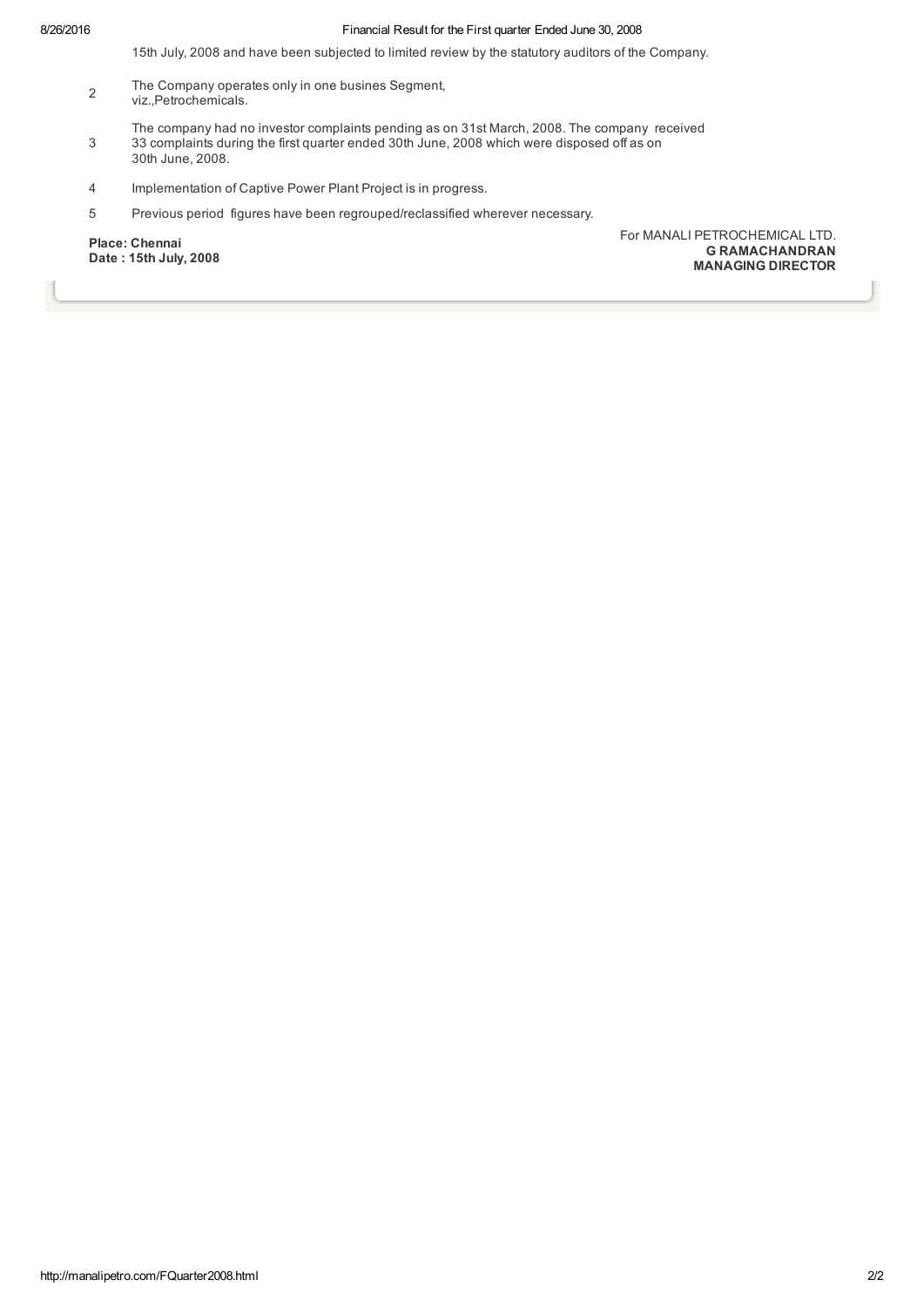15th July, 2008 and have been subjected to limited review by the statutory auditors of the Company.

2. The Company operates only in one busines Segment, viz.,Petrochemicals.
3. The company had no investor complaints pending as on 31st March, 2008. The company received 33 complaints during the first quarter ended 30th June, 2008 which were disposed off as on 30th June, 2008.
4. Implementation of Captive Power Plant Project is in progress.
5. Previous period figures have been regrouped/reclassified wherever necessary.

**Place: Chennai**
**Date : 15th July, 2008**

For MANALI PETROCHEMICAL LTD.
**G RAMACHANDRAN**
**MANAGING DIRECTOR**